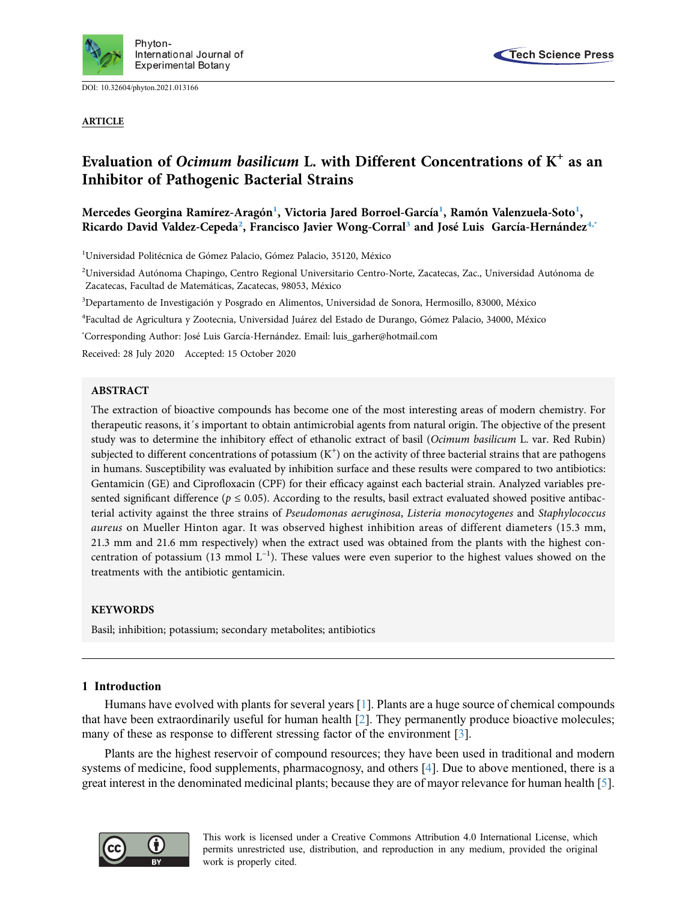DOI: 10.32604/phyton.2021.013166

**ARTICLE**

# Evaluation of *Ocimum basilicum* L. with Different Concentrations of $K^+$ as an Inhibitor of Pathogenic Bacterial Strains

**Mercedes Georgina Ramírez-Aragón[1], Victoria Jared Borroel-García[1], Ramón Valenzuela-Soto[1], Ricardo David Valdez-Cepeda[2], Francisco Javier Wong-Corral[3] and José Luis García-Hernández[4,*]**

[1]Universidad Politécnica de Gómez Palacio, Gómez Palacio, 35120, México

[2]Universidad Autónoma Chapingo, Centro Regional Universitario Centro-Norte, Zacatecas, Zac., Universidad Autónoma de Zacatecas, Facultad de Matemáticas, Zacatecas, 98053, México

[3]Departamento de Investigación y Posgrado en Alimentos, Universidad de Sonora, Hermosillo, 83000, México

[4]Facultad de Agricultura y Zootecnia, Universidad Juárez del Estado de Durango, Gómez Palacio, 34000, México

[*]Corresponding Author: José Luis García-Hernández. Email: luis_garher@hotmail.com

Received: 28 July 2020 Accepted: 15 October 2020

## ABSTRACT

The extraction of bioactive compounds has become one of the most interesting areas of modern chemistry. For therapeutic reasons, it´s important to obtain antimicrobial agents from natural origin. The objective of the present study was to determine the inhibitory effect of ethanolic extract of basil (*Ocimum basilicum* L. var. Red Rubin) subjected to different concentrations of potassium ($K^+$) on the activity of three bacterial strains that are pathogens in humans. Susceptibility was evaluated by inhibition surface and these results were compared to two antibiotics: Gentamicin (GE) and Ciprofloxacin (CPF) for their efficacy against each bacterial strain. Analyzed variables presented significant difference ($p \leq 0.05$). According to the results, basil extract evaluated showed positive antibacterial activity against the three strains of *Pseudomonas aeruginosa*, *Listeria monocytogenes* and *Staphylococcus aureus* on Mueller Hinton agar. It was observed highest inhibition areas of different diameters (15.3 mm, 21.3 mm and 21.6 mm respectively) when the extract used was obtained from the plants with the highest concentration of potassium (13 mmol $L^{-1}$). These values were even superior to the highest values showed on the treatments with the antibiotic gentamicin.

## KEYWORDS

Basil; inhibition; potassium; secondary metabolites; antibiotics

## 1 Introduction

Humans have evolved with plants for several years [1]. Plants are a huge source of chemical compounds that have been extraordinarily useful for human health [2]. They permanently produce bioactive molecules; many of these as response to different stressing factor of the environment [3].

Plants are the highest reservoir of compound resources; they have been used in traditional and modern systems of medicine, food supplements, pharmacognosy, and others [4]. Due to above mentioned, there is a great interest in the denominated medicinal plants; because they are of mayor relevance for human health [5].

This work is licensed under a Creative Commons Attribution 4.0 International License, which permits unrestricted use, distribution, and reproduction in any medium, provided the original work is properly cited.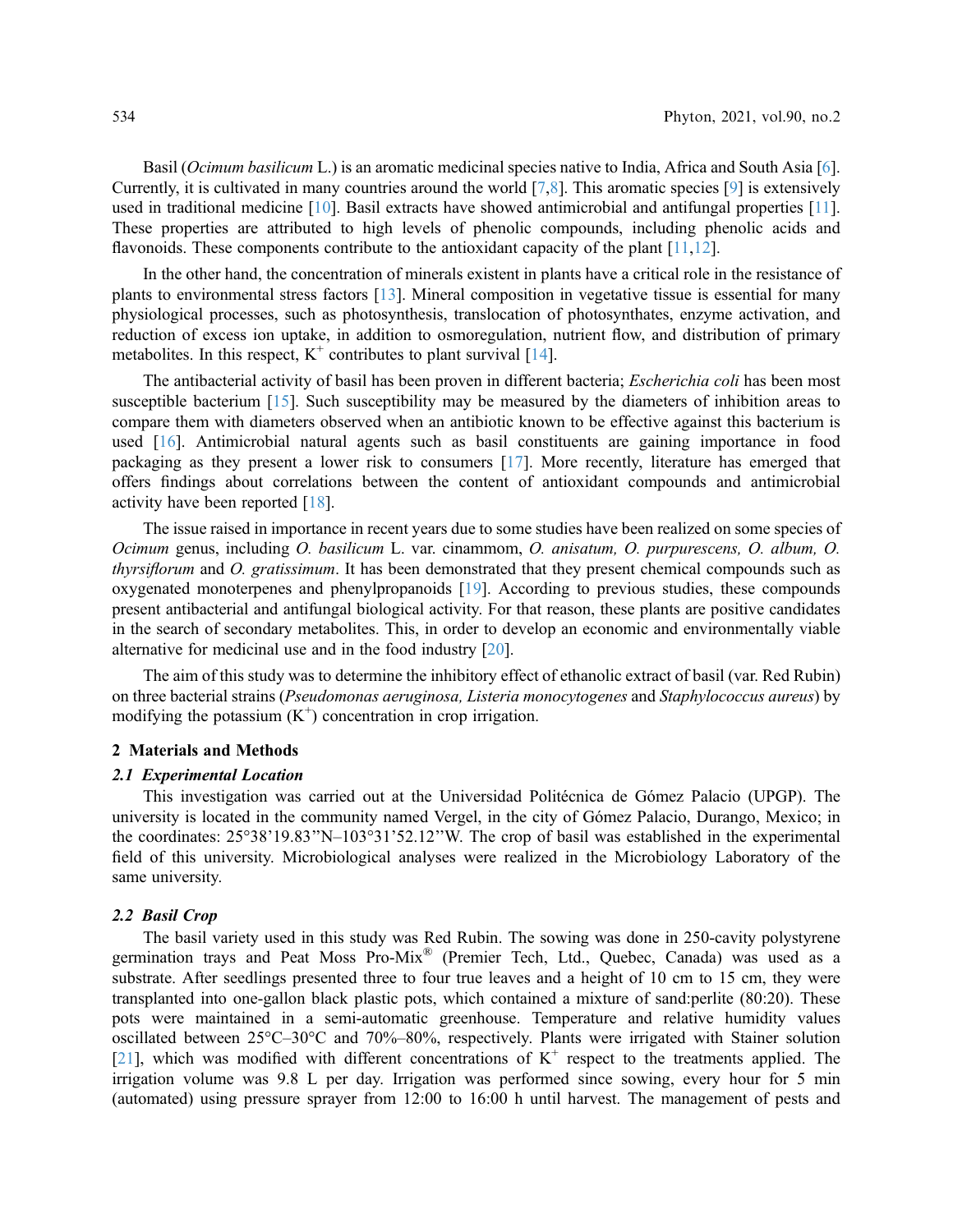Basil (*Ocimum basilicum* L.) is an aromatic medicinal species native to India, Africa and South Asia [6]. Currently, it is cultivated in many countries around the world [7,8]. This aromatic species [9] is extensively used in traditional medicine [10]. Basil extracts have showed antimicrobial and antifungal properties [11]. These properties are attributed to high levels of phenolic compounds, including phenolic acids and flavonoids. These components contribute to the antioxidant capacity of the plant [11,12].

In the other hand, the concentration of minerals existent in plants have a critical role in the resistance of plants to environmental stress factors [13]. Mineral composition in vegetative tissue is essential for many physiological processes, such as photosynthesis, translocation of photosynthates, enzyme activation, and reduction of excess ion uptake, in addition to osmoregulation, nutrient flow, and distribution of primary metabolites. In this respect, $K^+$ contributes to plant survival [14].

The antibacterial activity of basil has been proven in different bacteria; *Escherichia coli* has been most susceptible bacterium [15]. Such susceptibility may be measured by the diameters of inhibition areas to compare them with diameters observed when an antibiotic known to be effective against this bacterium is used [16]. Antimicrobial natural agents such as basil constituents are gaining importance in food packaging as they present a lower risk to consumers [17]. More recently, literature has emerged that offers findings about correlations between the content of antioxidant compounds and antimicrobial activity have been reported [18].

The issue raised in importance in recent years due to some studies have been realized on some species of *Ocimum* genus, including *O. basilicum* L. var. cinammom, *O. anisatum, O. purpurescens, O. album, O. thyrsiflorum* and *O. gratissimum*. It has been demonstrated that they present chemical compounds such as oxygenated monoterpenes and phenylpropanoids [19]. According to previous studies, these compounds present antibacterial and antifungal biological activity. For that reason, these plants are positive candidates in the search of secondary metabolites. This, in order to develop an economic and environmentally viable alternative for medicinal use and in the food industry [20].

The aim of this study was to determine the inhibitory effect of ethanolic extract of basil (var. Red Rubin) on three bacterial strains (*Pseudomonas aeruginosa, Listeria monocytogenes* and *Staphylococcus aureus*) by modifying the potassium ($K^+$) concentration in crop irrigation.

## 2 Materials and Methods

### 2.1 Experimental Location

This investigation was carried out at the Universidad Politécnica de Gómez Palacio (UPGP). The university is located in the community named Vergel, in the city of Gómez Palacio, Durango, Mexico; in the coordinates: 25°38'19.83''N–103°31'52.12''W. The crop of basil was established in the experimental field of this university. Microbiological analyses were realized in the Microbiology Laboratory of the same university.

### 2.2 Basil Crop

The basil variety used in this study was Red Rubin. The sowing was done in 250-cavity polystyrene germination trays and Peat Moss Pro-Mix® (Premier Tech, Ltd., Quebec, Canada) was used as a substrate. After seedlings presented three to four true leaves and a height of 10 cm to 15 cm, they were transplanted into one-gallon black plastic pots, which contained a mixture of sand:perlite (80:20). These pots were maintained in a semi-automatic greenhouse. Temperature and relative humidity values oscillated between 25°C–30°C and 70%–80%, respectively. Plants were irrigated with Stainer solution [21], which was modified with different concentrations of $K^+$ respect to the treatments applied. The irrigation volume was 9.8 L per day. Irrigation was performed since sowing, every hour for 5 min (automated) using pressure sprayer from 12:00 to 16:00 h until harvest. The management of pests and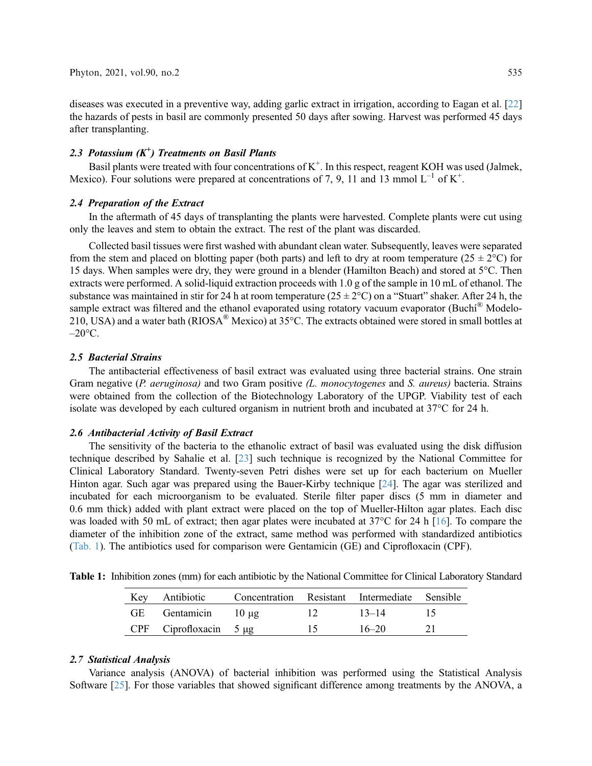diseases was executed in a preventive way, adding garlic extract in irrigation, according to Eagan et al. [22] the hazards of pests in basil are commonly presented 50 days after sowing. Harvest was performed 45 days after transplanting.

### *2.3 Potassium ($K^+$) Treatments on Basil Plants*

Basil plants were treated with four concentrations of $K^+$. In this respect, reagent KOH was used (Jalmek, Mexico). Four solutions were prepared at concentrations of 7, 9, 11 and 13 mmol $L^{-1}$ of $K^+$.

### *2.4 Preparation of the Extract*

In the aftermath of 45 days of transplanting the plants were harvested. Complete plants were cut using only the leaves and stem to obtain the extract. The rest of the plant was discarded.

Collected basil tissues were first washed with abundant clean water. Subsequently, leaves were separated from the stem and placed on blotting paper (both parts) and left to dry at room temperature (25 ± 2°C) for 15 days. When samples were dry, they were ground in a blender (Hamilton Beach) and stored at 5°C. Then extracts were performed. A solid-liquid extraction proceeds with 1.0 g of the sample in 10 mL of ethanol. The substance was maintained in stir for 24 h at room temperature (25 ± 2°C) on a "Stuart" shaker. After 24 h, the sample extract was filtered and the ethanol evaporated using rotatory vacuum evaporator (Buchí® Modelo-210, USA) and a water bath (RIOSA® Mexico) at 35°C. The extracts obtained were stored in small bottles at –20°C.

### *2.5 Bacterial Strains*

The antibacterial effectiveness of basil extract was evaluated using three bacterial strains. One strain Gram negative (*P. aeruginosa)* and two Gram positive *(L. monocytogenes* and *S. aureus)* bacteria. Strains were obtained from the collection of the Biotechnology Laboratory of the UPGP. Viability test of each isolate was developed by each cultured organism in nutrient broth and incubated at 37°C for 24 h.

### *2.6 Antibacterial Activity of Basil Extract*

The sensitivity of the bacteria to the ethanolic extract of basil was evaluated using the disk diffusion technique described by Sahalie et al. [23] such technique is recognized by the National Committee for Clinical Laboratory Standard. Twenty-seven Petri dishes were set up for each bacterium on Mueller Hinton agar. Such agar was prepared using the Bauer-Kirby technique [24]. The agar was sterilized and incubated for each microorganism to be evaluated. Sterile filter paper discs (5 mm in diameter and 0.6 mm thick) added with plant extract were placed on the top of Mueller-Hilton agar plates. Each disc was loaded with 50 mL of extract; then agar plates were incubated at 37°C for 24 h [16]. To compare the diameter of the inhibition zone of the extract, same method was performed with standardized antibiotics (Tab. 1). The antibiotics used for comparison were Gentamicin (GE) and Ciprofloxacin (CPF).

**Table 1:** Inhibition zones (mm) for each antibiotic by the National Committee for Clinical Laboratory Standard

| Key | Antibiotic | Concentration | Resistant | Intermediate | Sensible |
|---|---|---|---|---|---|
| GE | Gentamicin | 10 μg | 12 | 13–14 | 15 |
| CPF | Ciprofloxacin | 5 μg | 15 | 16–20 | 21 |

### *2.7 Statistical Analysis*

Variance analysis (ANOVA) of bacterial inhibition was performed using the Statistical Analysis Software [25]. For those variables that showed significant difference among treatments by the ANOVA, a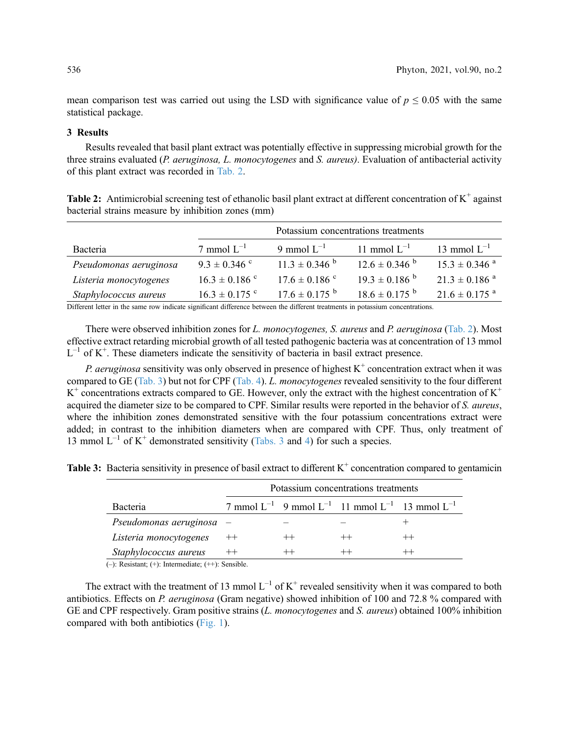mean comparison test was carried out using the LSD with significance value of $p \leq 0.05$ with the same statistical package.

## 3 Results

Results revealed that basil plant extract was potentially effective in suppressing microbial growth for the three strains evaluated (*P. aeruginosa, L. monocytogenes* and *S. aureus)*. Evaluation of antibacterial activity of this plant extract was recorded in Tab. 2.

**Table 2:** Antimicrobial screening test of ethanolic basil plant extract at different concentration of $K^+$ against bacterial strains measure by inhibition zones (mm)

| | Potassium concentrations treatments | | | |
|---|---|---|---|---|
| Bacteria | 7 mmol $L^{-1}$ | 9 mmol $L^{-1}$ | 11 mmol $L^{-1}$ | 13 mmol $L^{-1}$ |
| *Pseudomonas aeruginosa* | $9.3 \pm 0.346$ ᶜ | $11.3 \pm 0.346$ ᵇ | $12.6 \pm 0.346$ ᵇ | $15.3 \pm 0.346$ ᵃ |
| *Listeria monocytogenes* | $16.3 \pm 0.186$ ᶜ | $17.6 \pm 0.186$ ᶜ | $19.3 \pm 0.186$ ᵇ | $21.3 \pm 0.186$ ᵃ |
| *Staphylococcus aureus* | $16.3 \pm 0.175$ ᶜ | $17.6 \pm 0.175$ ᵇ | $18.6 \pm 0.175$ ᵇ | $21.6 \pm 0.175$ ᵃ |

Different letter in the same row indicate significant difference between the different treatments in potassium concentrations.

There were observed inhibition zones for *L. monocytogenes, S. aureus* and *P. aeruginosa* (Tab. 2). Most effective extract retarding microbial growth of all tested pathogenic bacteria was at concentration of 13 mmol $L^{-1}$ of $K^+$. These diameters indicate the sensitivity of bacteria in basil extract presence.

*P. aeruginosa* sensitivity was only observed in presence of highest $K^+$ concentration extract when it was compared to GE (Tab. 3) but not for CPF (Tab. 4). *L. monocytogenes* revealed sensitivity to the four different $K^+$ concentrations extracts compared to GE. However, only the extract with the highest concentration of $K^+$ acquired the diameter size to be compared to CPF. Similar results were reported in the behavior of *S. aureus*, where the inhibition zones demonstrated sensitive with the four potassium concentrations extract were added; in contrast to the inhibition diameters when are compared with CPF. Thus, only treatment of 13 mmol $L^{-1}$ of $K^+$ demonstrated sensitivity (Tabs. 3 and 4) for such a species.

**Table 3:** Bacteria sensitivity in presence of basil extract to different $K^+$ concentration compared to gentamicin

| | Potassium concentrations treatments | | | |
|---|---|---|---|---|
| Bacteria | 7 mmol $L^{-1}$ | 9 mmol $L^{-1}$ | 11 mmol $L^{-1}$ | 13 mmol $L^{-1}$ |
| *Pseudomonas aeruginosa* | – | – | – | + |
| *Listeria monocytogenes* | ++ | ++ | ++ | ++ |
| *Staphylococcus aureus* | ++ | ++ | ++ | ++ |

(–): Resistant; (+): Intermediate; (++): Sensible.

The extract with the treatment of 13 mmol $L^{-1}$ of $K^+$ revealed sensitivity when it was compared to both antibiotics. Effects on *P. aeruginosa* (Gram negative) showed inhibition of 100 and 72.8 % compared with GE and CPF respectively. Gram positive strains (*L. monocytogenes* and *S. aureus*) obtained 100% inhibition compared with both antibiotics (Fig. 1).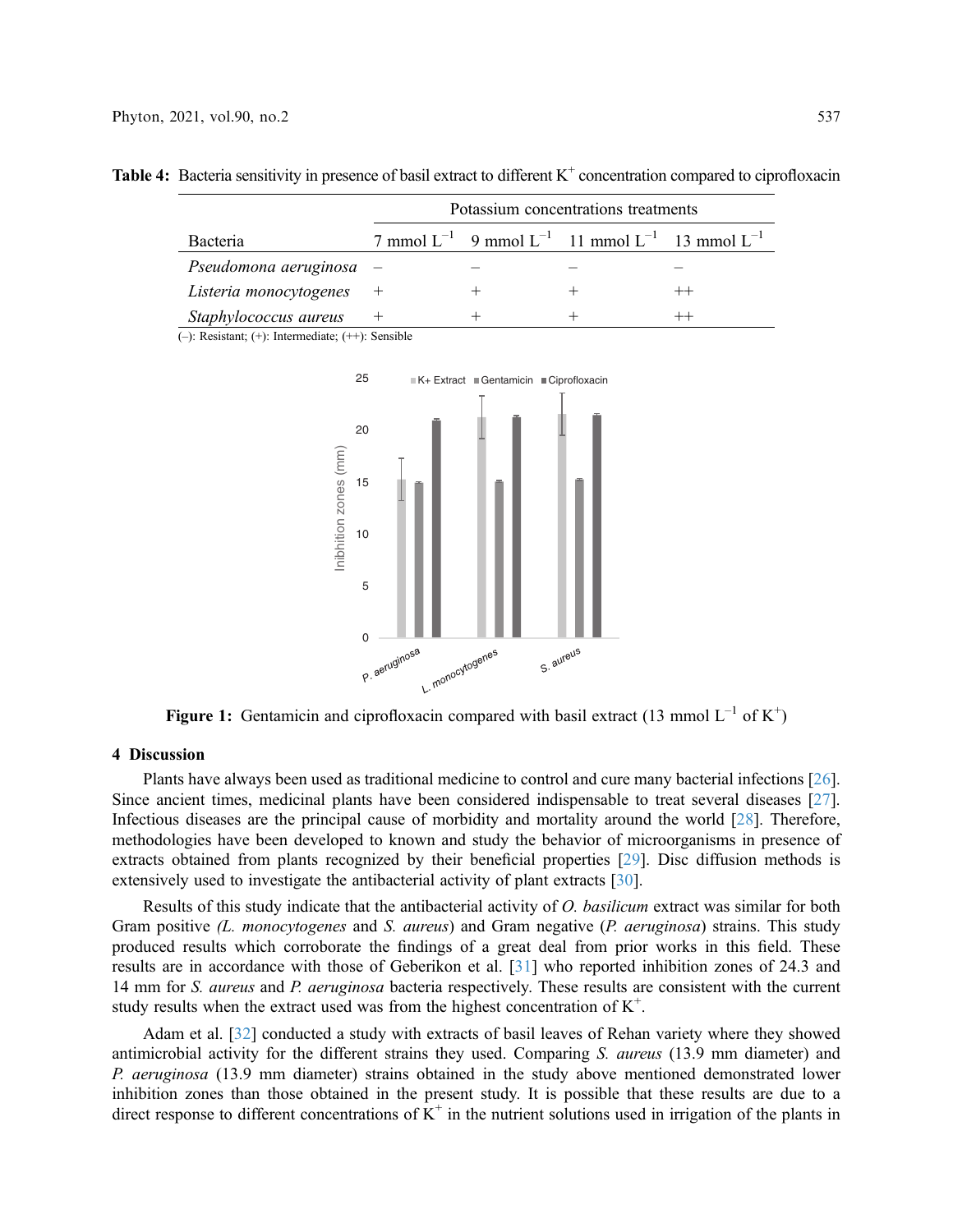**Table 4:** Bacteria sensitivity in presence of basil extract to different $K^+$ concentration compared to ciprofloxacin

| Bacteria | Potassium concentrations treatments | | | |
|---|---|---|---|---|
| | 7 mmol $L^{-1}$ | 9 mmol $L^{-1}$ | 11 mmol $L^{-1}$ | 13 mmol $L^{-1}$ |
| *Pseudomona aeruginosa* | – | – | – | – |
| *Listeria monocytogenes* | + | + | + | ++ |
| *Staphylococcus aureus* | + | + | + | ++ |

(–): Resistant; (+): Intermediate; (++): Sensible

**Figure 1:** Gentamicin and ciprofloxacin compared with basil extract (13 mmol $L^{-1}$ of $K^+$)

## 4 Discussion

Plants have always been used as traditional medicine to control and cure many bacterial infections [26]. Since ancient times, medicinal plants have been considered indispensable to treat several diseases [27]. Infectious diseases are the principal cause of morbidity and mortality around the world [28]. Therefore, methodologies have been developed to known and study the behavior of microorganisms in presence of extracts obtained from plants recognized by their beneficial properties [29]. Disc diffusion methods is extensively used to investigate the antibacterial activity of plant extracts [30].

Results of this study indicate that the antibacterial activity of *O. basilicum* extract was similar for both Gram positive *(L. monocytogenes* and *S. aureus*) and Gram negative (*P. aeruginosa*) strains. This study produced results which corroborate the findings of a great deal from prior works in this field. These results are in accordance with those of Geberikon et al. [31] who reported inhibition zones of 24.3 and 14 mm for *S. aureus* and *P. aeruginosa* bacteria respectively. These results are consistent with the current study results when the extract used was from the highest concentration of $K^+$.

Adam et al. [32] conducted a study with extracts of basil leaves of Rehan variety where they showed antimicrobial activity for the different strains they used. Comparing *S. aureus* (13.9 mm diameter) and *P. aeruginosa* (13.9 mm diameter) strains obtained in the study above mentioned demonstrated lower inhibition zones than those obtained in the present study. It is possible that these results are due to a direct response to different concentrations of $K^+$ in the nutrient solutions used in irrigation of the plants in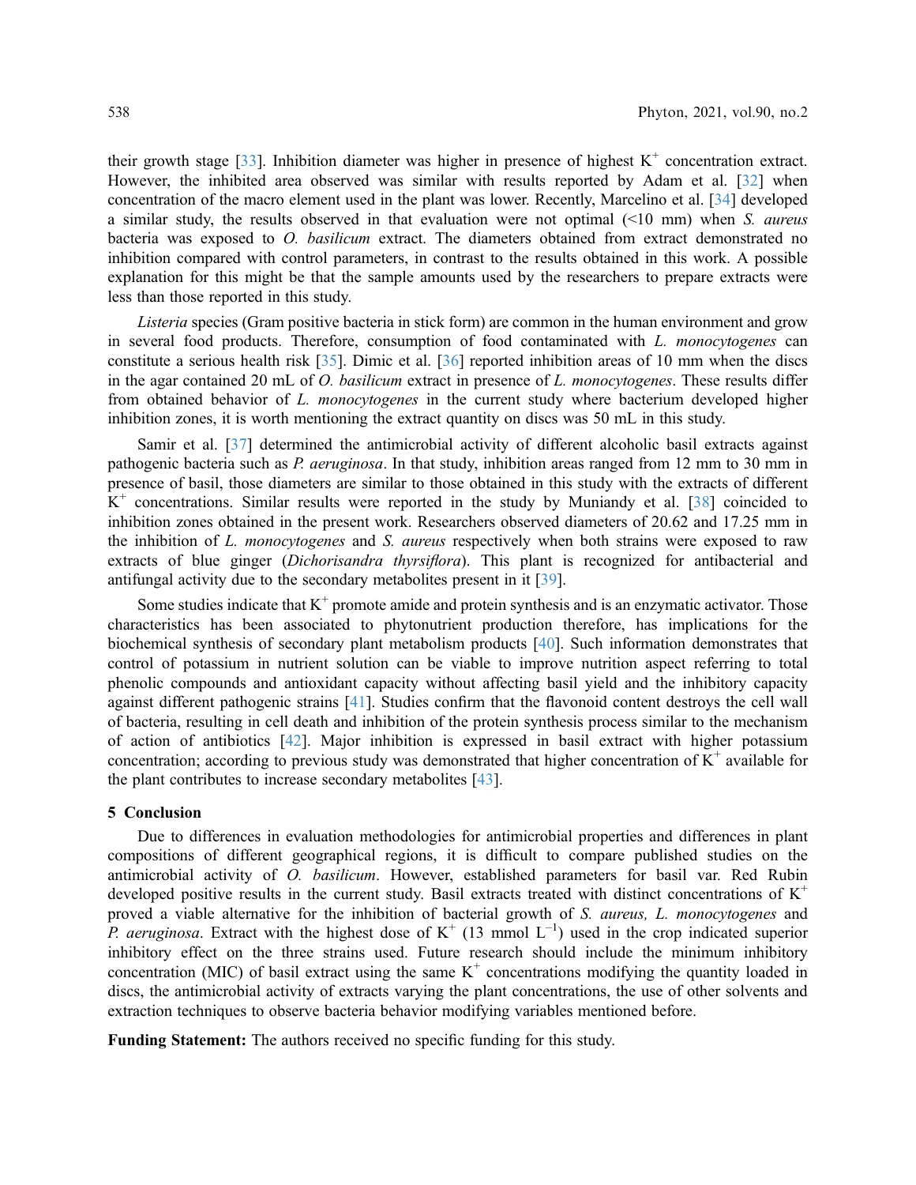their growth stage [33]. Inhibition diameter was higher in presence of highest $K^+$ concentration extract. However, the inhibited area observed was similar with results reported by Adam et al. [32] when concentration of the macro element used in the plant was lower. Recently, Marcelino et al. [34] developed a similar study, the results observed in that evaluation were not optimal (<10 mm) when *S. aureus* bacteria was exposed to *O. basilicum* extract. The diameters obtained from extract demonstrated no inhibition compared with control parameters, in contrast to the results obtained in this work. A possible explanation for this might be that the sample amounts used by the researchers to prepare extracts were less than those reported in this study.

*Listeria* species (Gram positive bacteria in stick form) are common in the human environment and grow in several food products. Therefore, consumption of food contaminated with *L. monocytogenes* can constitute a serious health risk [35]. Dimic et al. [36] reported inhibition areas of 10 mm when the discs in the agar contained 20 mL of *O. basilicum* extract in presence of *L. monocytogenes*. These results differ from obtained behavior of *L. monocytogenes* in the current study where bacterium developed higher inhibition zones, it is worth mentioning the extract quantity on discs was 50 mL in this study.

Samir et al. [37] determined the antimicrobial activity of different alcoholic basil extracts against pathogenic bacteria such as *P. aeruginosa*. In that study, inhibition areas ranged from 12 mm to 30 mm in presence of basil, those diameters are similar to those obtained in this study with the extracts of different $K^+$ concentrations. Similar results were reported in the study by Muniandy et al. [38] coincided to inhibition zones obtained in the present work. Researchers observed diameters of 20.62 and 17.25 mm in the inhibition of *L. monocytogenes* and *S. aureus* respectively when both strains were exposed to raw extracts of blue ginger (*Dichorisandra thyrsiflora*). This plant is recognized for antibacterial and antifungal activity due to the secondary metabolites present in it [39].

Some studies indicate that $K^+$ promote amide and protein synthesis and is an enzymatic activator. Those characteristics has been associated to phytonutrient production therefore, has implications for the biochemical synthesis of secondary plant metabolism products [40]. Such information demonstrates that control of potassium in nutrient solution can be viable to improve nutrition aspect referring to total phenolic compounds and antioxidant capacity without affecting basil yield and the inhibitory capacity against different pathogenic strains [41]. Studies confirm that the flavonoid content destroys the cell wall of bacteria, resulting in cell death and inhibition of the protein synthesis process similar to the mechanism of action of antibiotics [42]. Major inhibition is expressed in basil extract with higher potassium concentration; according to previous study was demonstrated that higher concentration of $K^+$ available for the plant contributes to increase secondary metabolites [43].

## 5 Conclusion

Due to differences in evaluation methodologies for antimicrobial properties and differences in plant compositions of different geographical regions, it is difficult to compare published studies on the antimicrobial activity of *O. basilicum*. However, established parameters for basil var. Red Rubin developed positive results in the current study. Basil extracts treated with distinct concentrations of $K^+$ proved a viable alternative for the inhibition of bacterial growth of *S. aureus, L. monocytogenes* and *P. aeruginosa*. Extract with the highest dose of $K^+$ (13 mmol $L^{-1}$) used in the crop indicated superior inhibitory effect on the three strains used. Future research should include the minimum inhibitory concentration (MIC) of basil extract using the same $K^+$ concentrations modifying the quantity loaded in discs, the antimicrobial activity of extracts varying the plant concentrations, the use of other solvents and extraction techniques to observe bacteria behavior modifying variables mentioned before.

**Funding Statement:** The authors received no specific funding for this study.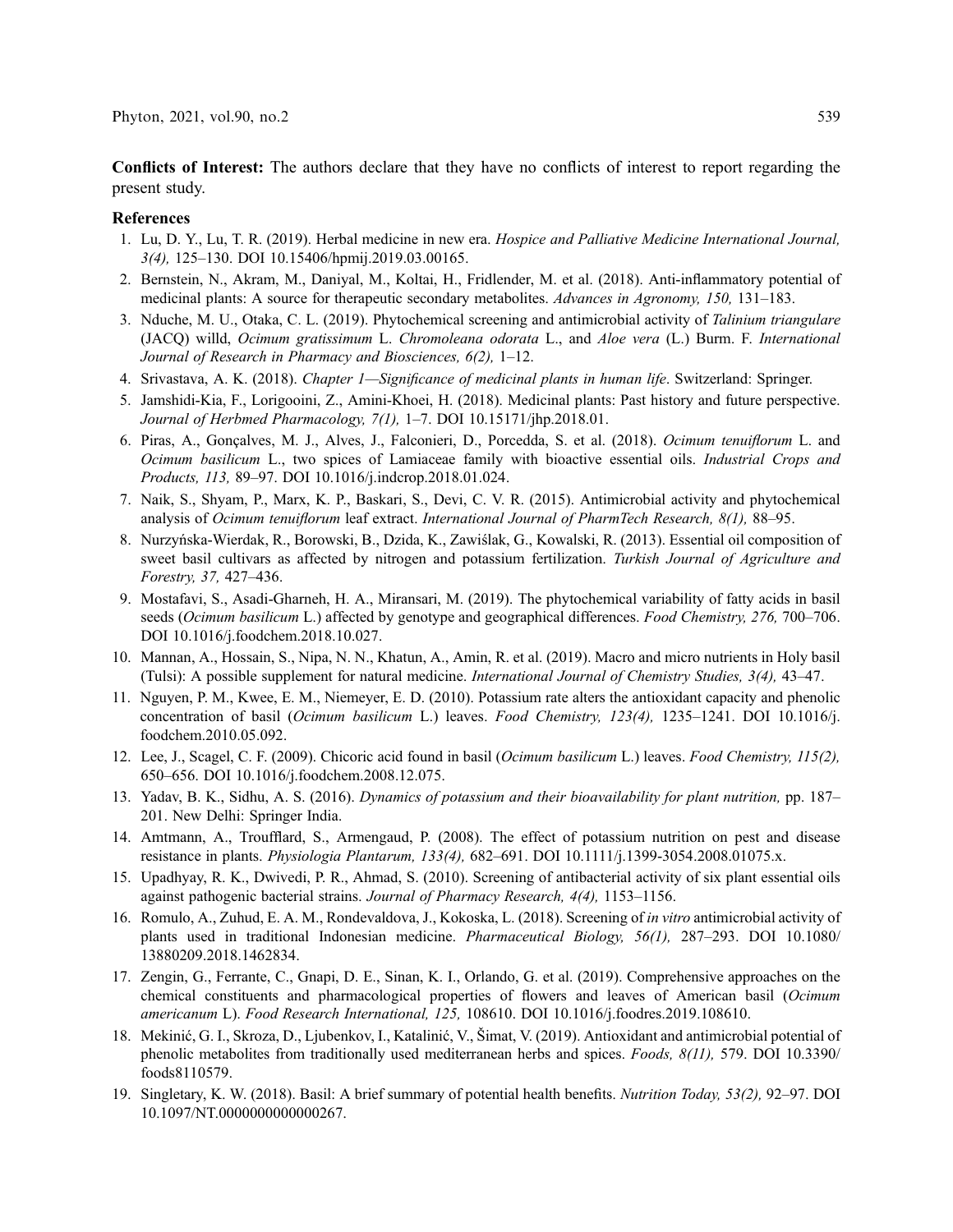**Conflicts of Interest:** The authors declare that they have no conflicts of interest to report regarding the present study.

## References

1. Lu, D. Y., Lu, T. R. (2019). Herbal medicine in new era. *Hospice and Palliative Medicine International Journal, 3(4),* 125–130. DOI 10.15406/hpmij.2019.03.00165.
2. Bernstein, N., Akram, M., Daniyal, M., Koltai, H., Fridlender, M. et al. (2018). Anti-inflammatory potential of medicinal plants: A source for therapeutic secondary metabolites. *Advances in Agronomy, 150,* 131–183.
3. Nduche, M. U., Otaka, C. L. (2019). Phytochemical screening and antimicrobial activity of *Talinium triangulare* (JACQ) willd, *Ocimum gratissimum* L. *Chromoleana odorata* L., and *Aloe vera* (L.) Burm. F. *International Journal of Research in Pharmacy and Biosciences, 6(2),* 1–12.
4. Srivastava, A. K. (2018). *Chapter 1—Significance of medicinal plants in human life*. Switzerland: Springer.
5. Jamshidi-Kia, F., Lorigooini, Z., Amini-Khoei, H. (2018). Medicinal plants: Past history and future perspective. *Journal of Herbmed Pharmacology, 7(1),* 1–7. DOI 10.15171/jhp.2018.01.
6. Piras, A., Gonçalves, M. J., Alves, J., Falconieri, D., Porcedda, S. et al. (2018). *Ocimum tenuiflorum* L. and *Ocimum basilicum* L., two spices of Lamiaceae family with bioactive essential oils. *Industrial Crops and Products, 113,* 89–97. DOI 10.1016/j.indcrop.2018.01.024.
7. Naik, S., Shyam, P., Marx, K. P., Baskari, S., Devi, C. V. R. (2015). Antimicrobial activity and phytochemical analysis of *Ocimum tenuiflorum* leaf extract. *International Journal of PharmTech Research, 8(1),* 88–95.
8. Nurzyńska-Wierdak, R., Borowski, B., Dzida, K., Zawiślak, G., Kowalski, R. (2013). Essential oil composition of sweet basil cultivars as affected by nitrogen and potassium fertilization. *Turkish Journal of Agriculture and Forestry, 37,* 427–436.
9. Mostafavi, S., Asadi-Gharneh, H. A., Miransari, M. (2019). The phytochemical variability of fatty acids in basil seeds (*Ocimum basilicum* L.) affected by genotype and geographical differences. *Food Chemistry, 276,* 700–706. DOI 10.1016/j.foodchem.2018.10.027.
10. Mannan, A., Hossain, S., Nipa, N. N., Khatun, A., Amin, R. et al. (2019). Macro and micro nutrients in Holy basil (Tulsi): A possible supplement for natural medicine. *International Journal of Chemistry Studies, 3(4),* 43–47.
11. Nguyen, P. M., Kwee, E. M., Niemeyer, E. D. (2010). Potassium rate alters the antioxidant capacity and phenolic concentration of basil (*Ocimum basilicum* L.) leaves. *Food Chemistry, 123(4),* 1235–1241. DOI 10.1016/j.foodchem.2010.05.092.
12. Lee, J., Scagel, C. F. (2009). Chicoric acid found in basil (*Ocimum basilicum* L.) leaves. *Food Chemistry, 115(2),* 650–656. DOI 10.1016/j.foodchem.2008.12.075.
13. Yadav, B. K., Sidhu, A. S. (2016). *Dynamics of potassium and their bioavailability for plant nutrition,* pp. 187–201. New Delhi: Springer India.
14. Amtmann, A., Troufflard, S., Armengaud, P. (2008). The effect of potassium nutrition on pest and disease resistance in plants. *Physiologia Plantarum, 133(4),* 682–691. DOI 10.1111/j.1399-3054.2008.01075.x.
15. Upadhyay, R. K., Dwivedi, P. R., Ahmad, S. (2010). Screening of antibacterial activity of six plant essential oils against pathogenic bacterial strains. *Journal of Pharmacy Research, 4(4),* 1153–1156.
16. Romulo, A., Zuhud, E. A. M., Rondevaldova, J., Kokoska, L. (2018). Screening of *in vitro* antimicrobial activity of plants used in traditional Indonesian medicine. *Pharmaceutical Biology, 56(1),* 287–293. DOI 10.1080/13880209.2018.1462834.
17. Zengin, G., Ferrante, C., Gnapi, D. E., Sinan, K. I., Orlando, G. et al. (2019). Comprehensive approaches on the chemical constituents and pharmacological properties of flowers and leaves of American basil (*Ocimum americanum* L). *Food Research International, 125,* 108610. DOI 10.1016/j.foodres.2019.108610.
18. Mekinić, G. I., Skroza, D., Ljubenkov, I., Katalinić, V., Šimat, V. (2019). Antioxidant and antimicrobial potential of phenolic metabolites from traditionally used mediterranean herbs and spices. *Foods, 8(11),* 579. DOI 10.3390/foods8110579.
19. Singletary, K. W. (2018). Basil: A brief summary of potential health benefits. *Nutrition Today, 53(2),* 92–97. DOI 10.1097/NT.0000000000000267.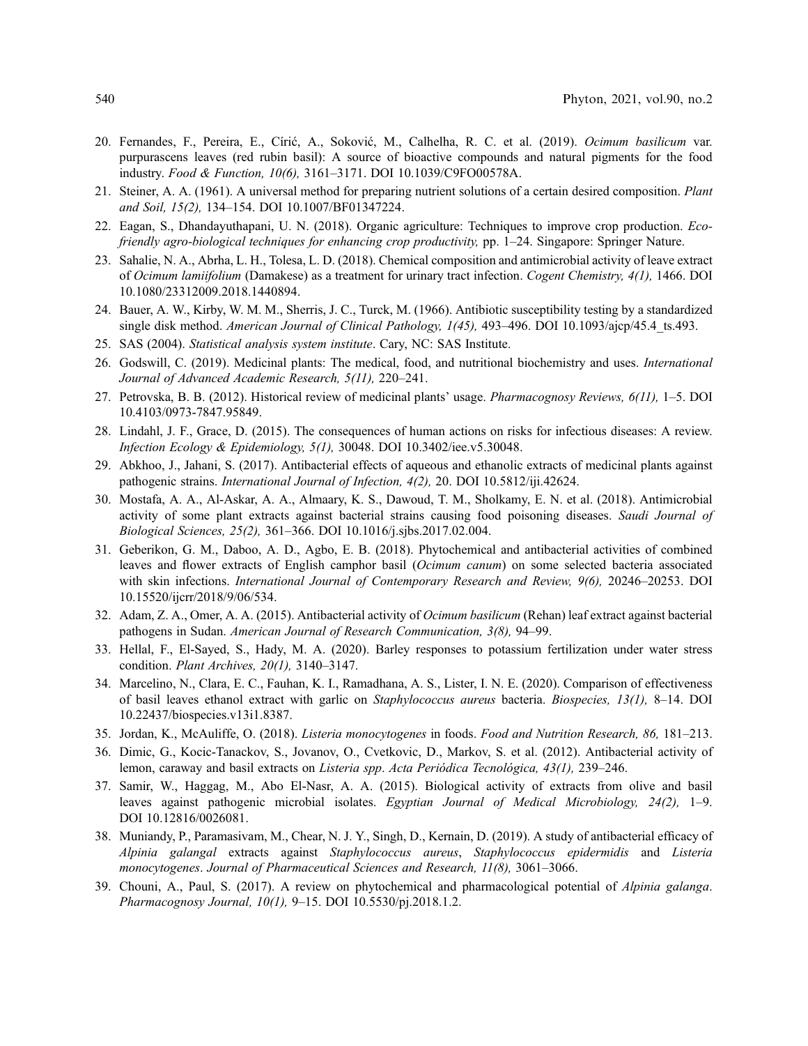20. Fernandes, F., Pereira, E., Círić, A., Soković, M., Calhelha, R. C. et al. (2019). *Ocimum basilicum* var. purpurascens leaves (red rubin basil): A source of bioactive compounds and natural pigments for the food industry. *Food & Function, 10(6),* 3161–3171. DOI 10.1039/C9FO00578A.
21. Steiner, A. A. (1961). A universal method for preparing nutrient solutions of a certain desired composition. *Plant and Soil, 15(2),* 134–154. DOI 10.1007/BF01347224.
22. Eagan, S., Dhandayuthapani, U. N. (2018). Organic agriculture: Techniques to improve crop production. *Eco-friendly agro-biological techniques for enhancing crop productivity,* pp. 1–24. Singapore: Springer Nature.
23. Sahalie, N. A., Abrha, L. H., Tolesa, L. D. (2018). Chemical composition and antimicrobial activity of leave extract of *Ocimum lamiifolium* (Damakese) as a treatment for urinary tract infection. *Cogent Chemistry, 4(1),* 1466. DOI 10.1080/23312009.2018.1440894.
24. Bauer, A. W., Kirby, W. M. M., Sherris, J. C., Turck, M. (1966). Antibiotic susceptibility testing by a standardized single disk method. *American Journal of Clinical Pathology, 1(45),* 493–496. DOI 10.1093/ajcp/45.4_ts.493.
25. SAS (2004). *Statistical analysis system institute*. Cary, NC: SAS Institute.
26. Godswill, C. (2019). Medicinal plants: The medical, food, and nutritional biochemistry and uses. *International Journal of Advanced Academic Research, 5(11),* 220–241.
27. Petrovska, B. B. (2012). Historical review of medicinal plants' usage. *Pharmacognosy Reviews, 6(11),* 1–5. DOI 10.4103/0973-7847.95849.
28. Lindahl, J. F., Grace, D. (2015). The consequences of human actions on risks for infectious diseases: A review. *Infection Ecology & Epidemiology, 5(1),* 30048. DOI 10.3402/iee.v5.30048.
29. Abkhoo, J., Jahani, S. (2017). Antibacterial effects of aqueous and ethanolic extracts of medicinal plants against pathogenic strains. *International Journal of Infection, 4(2),* 20. DOI 10.5812/iji.42624.
30. Mostafa, A. A., Al-Askar, A. A., Almaary, K. S., Dawoud, T. M., Sholkamy, E. N. et al. (2018). Antimicrobial activity of some plant extracts against bacterial strains causing food poisoning diseases. *Saudi Journal of Biological Sciences, 25(2),* 361–366. DOI 10.1016/j.sjbs.2017.02.004.
31. Geberikon, G. M., Daboo, A. D., Agbo, E. B. (2018). Phytochemical and antibacterial activities of combined leaves and flower extracts of English camphor basil (*Ocimum canum*) on some selected bacteria associated with skin infections. *International Journal of Contemporary Research and Review, 9(6),* 20246–20253. DOI 10.15520/ijcrr/2018/9/06/534.
32. Adam, Z. A., Omer, A. A. (2015). Antibacterial activity of *Ocimum basilicum* (Rehan) leaf extract against bacterial pathogens in Sudan. *American Journal of Research Communication, 3(8),* 94–99.
33. Hellal, F., El-Sayed, S., Hady, M. A. (2020). Barley responses to potassium fertilization under water stress condition. *Plant Archives, 20(1),* 3140–3147.
34. Marcelino, N., Clara, E. C., Fauhan, K. I., Ramadhana, A. S., Lister, I. N. E. (2020). Comparison of effectiveness of basil leaves ethanol extract with garlic on *Staphylococcus aureus* bacteria. *Biospecies, 13(1),* 8–14. DOI 10.22437/biospecies.v13i1.8387.
35. Jordan, K., McAuliffe, O. (2018). *Listeria monocytogenes* in foods. *Food and Nutrition Research, 86,* 181–213.
36. Dimic, G., Kocic-Tanackov, S., Jovanov, O., Cvetkovic, D., Markov, S. et al. (2012). Antibacterial activity of lemon, caraway and basil extracts on *Listeria spp*. *Acta Periódica Tecnológica, 43(1),* 239–246.
37. Samir, W., Haggag, M., Abo El-Nasr, A. A. (2015). Biological activity of extracts from olive and basil leaves against pathogenic microbial isolates. *Egyptian Journal of Medical Microbiology, 24(2),* 1–9. DOI 10.12816/0026081.
38. Muniandy, P., Paramasivam, M., Chear, N. J. Y., Singh, D., Kernain, D. (2019). A study of antibacterial efficacy of *Alpinia galangal* extracts against *Staphylococcus aureus*, *Staphylococcus epidermidis* and *Listeria monocytogenes*. *Journal of Pharmaceutical Sciences and Research, 11(8),* 3061–3066.
39. Chouni, A., Paul, S. (2017). A review on phytochemical and pharmacological potential of *Alpinia galanga*. *Pharmacognosy Journal, 10(1),* 9–15. DOI 10.5530/pj.2018.1.2.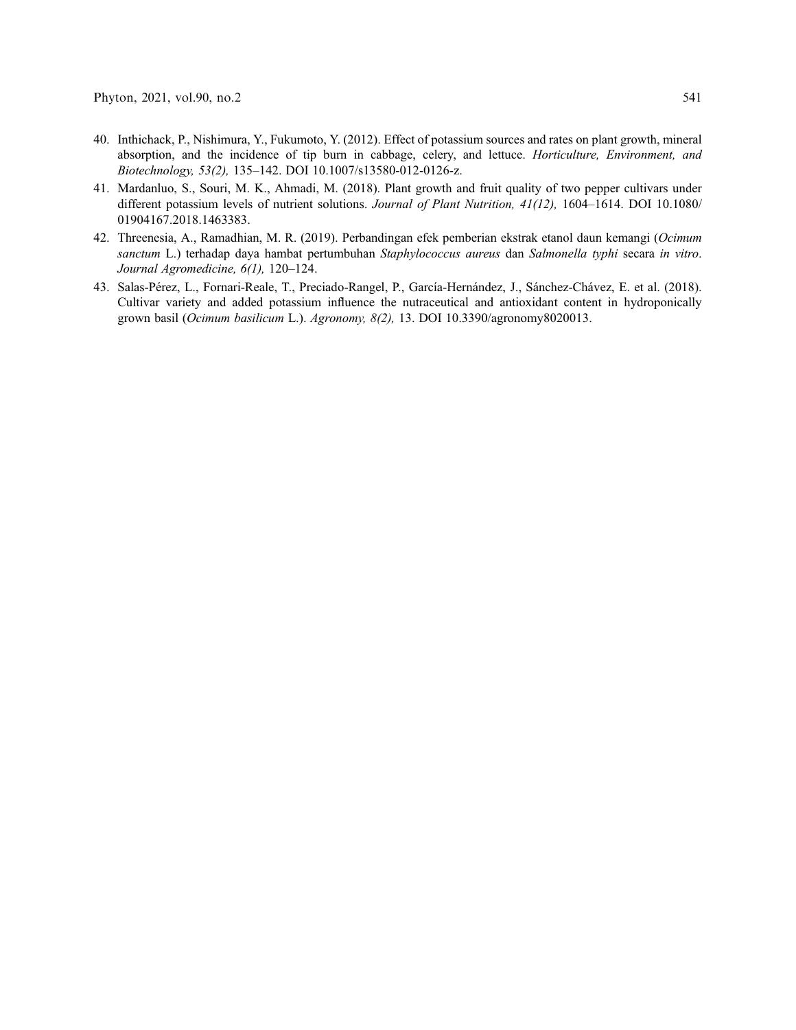40. Inthichack, P., Nishimura, Y., Fukumoto, Y. (2012). Effect of potassium sources and rates on plant growth, mineral absorption, and the incidence of tip burn in cabbage, celery, and lettuce. *Horticulture, Environment, and Biotechnology, 53(2),* 135–142. DOI 10.1007/s13580-012-0126-z.
41. Mardanluo, S., Souri, M. K., Ahmadi, M. (2018). Plant growth and fruit quality of two pepper cultivars under different potassium levels of nutrient solutions. *Journal of Plant Nutrition, 41(12),* 1604–1614. DOI 10.1080/01904167.2018.1463383.
42. Threenesia, A., Ramadhian, M. R. (2019). Perbandingan efek pemberian ekstrak etanol daun kemangi (*Ocimum sanctum* L.) terhadap daya hambat pertumbuhan *Staphylococcus aureus* dan *Salmonella typhi* secara *in vitro*. *Journal Agromedicine, 6(1),* 120–124.
43. Salas-Pérez, L., Fornari-Reale, T., Preciado-Rangel, P., García-Hernández, J., Sánchez-Chávez, E. et al. (2018). Cultivar variety and added potassium influence the nutraceutical and antioxidant content in hydroponically grown basil (*Ocimum basilicum* L.). *Agronomy, 8(2),* 13. DOI 10.3390/agronomy8020013.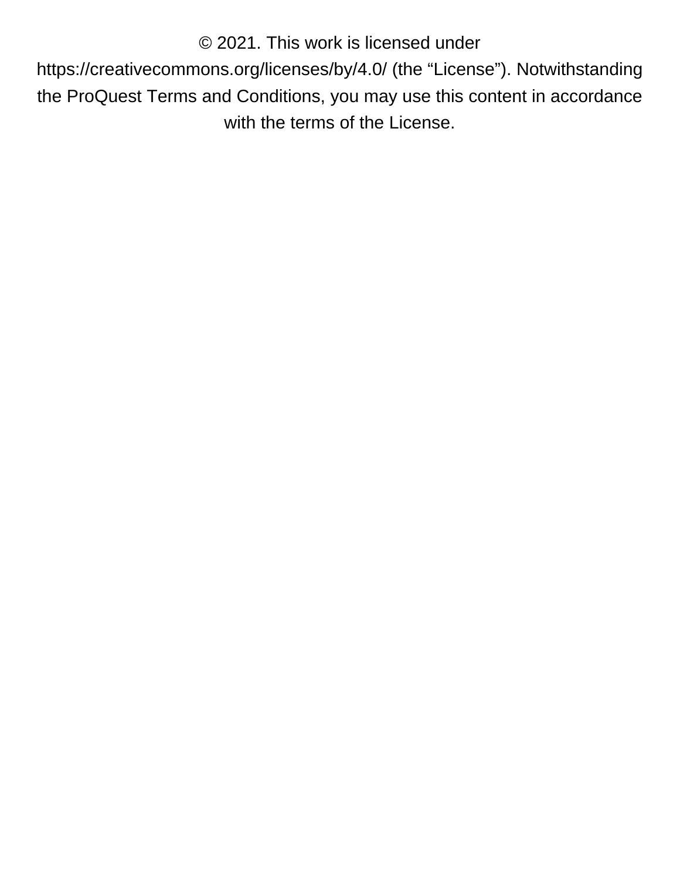© 2021. This work is licensed under https://creativecommons.org/licenses/by/4.0/ (the “License”). Notwithstanding the ProQuest Terms and Conditions, you may use this content in accordance with the terms of the License.